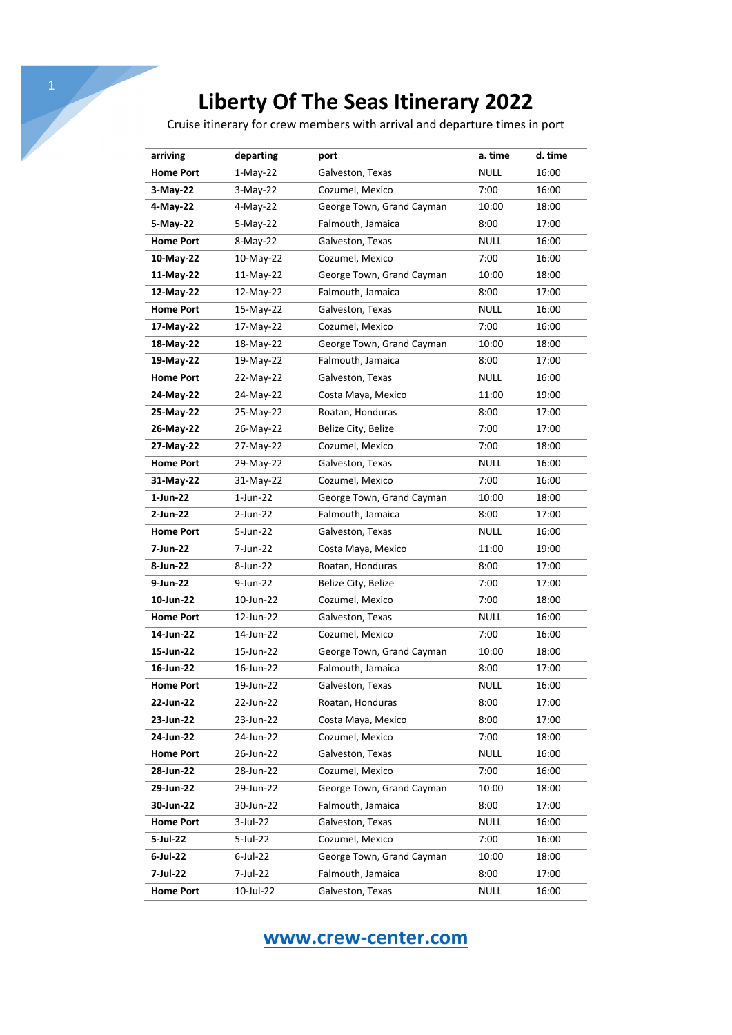# Liberty Of The Seas Itinerary 2022

Cruise itinerary for crew members with arrival and departure times in port

| arriving | departing | port | a. time | d. time |
|---|---|---|---|---|
| **Home Port** | 1-May-22 | Galveston, Texas | NULL | 16:00 |
| **3-May-22** | 3-May-22 | Cozumel, Mexico | 7:00 | 16:00 |
| **4-May-22** | 4-May-22 | George Town, Grand Cayman | 10:00 | 18:00 |
| **5-May-22** | 5-May-22 | Falmouth, Jamaica | 8:00 | 17:00 |
| **Home Port** | 8-May-22 | Galveston, Texas | NULL | 16:00 |
| **10-May-22** | 10-May-22 | Cozumel, Mexico | 7:00 | 16:00 |
| **11-May-22** | 11-May-22 | George Town, Grand Cayman | 10:00 | 18:00 |
| **12-May-22** | 12-May-22 | Falmouth, Jamaica | 8:00 | 17:00 |
| **Home Port** | 15-May-22 | Galveston, Texas | NULL | 16:00 |
| **17-May-22** | 17-May-22 | Cozumel, Mexico | 7:00 | 16:00 |
| **18-May-22** | 18-May-22 | George Town, Grand Cayman | 10:00 | 18:00 |
| **19-May-22** | 19-May-22 | Falmouth, Jamaica | 8:00 | 17:00 |
| **Home Port** | 22-May-22 | Galveston, Texas | NULL | 16:00 |
| **24-May-22** | 24-May-22 | Costa Maya, Mexico | 11:00 | 19:00 |
| **25-May-22** | 25-May-22 | Roatan, Honduras | 8:00 | 17:00 |
| **26-May-22** | 26-May-22 | Belize City, Belize | 7:00 | 17:00 |
| **27-May-22** | 27-May-22 | Cozumel, Mexico | 7:00 | 18:00 |
| **Home Port** | 29-May-22 | Galveston, Texas | NULL | 16:00 |
| **31-May-22** | 31-May-22 | Cozumel, Mexico | 7:00 | 16:00 |
| **1-Jun-22** | 1-Jun-22 | George Town, Grand Cayman | 10:00 | 18:00 |
| **2-Jun-22** | 2-Jun-22 | Falmouth, Jamaica | 8:00 | 17:00 |
| **Home Port** | 5-Jun-22 | Galveston, Texas | NULL | 16:00 |
| **7-Jun-22** | 7-Jun-22 | Costa Maya, Mexico | 11:00 | 19:00 |
| **8-Jun-22** | 8-Jun-22 | Roatan, Honduras | 8:00 | 17:00 |
| **9-Jun-22** | 9-Jun-22 | Belize City, Belize | 7:00 | 17:00 |
| **10-Jun-22** | 10-Jun-22 | Cozumel, Mexico | 7:00 | 18:00 |
| **Home Port** | 12-Jun-22 | Galveston, Texas | NULL | 16:00 |
| **14-Jun-22** | 14-Jun-22 | Cozumel, Mexico | 7:00 | 16:00 |
| **15-Jun-22** | 15-Jun-22 | George Town, Grand Cayman | 10:00 | 18:00 |
| **16-Jun-22** | 16-Jun-22 | Falmouth, Jamaica | 8:00 | 17:00 |
| **Home Port** | 19-Jun-22 | Galveston, Texas | NULL | 16:00 |
| **22-Jun-22** | 22-Jun-22 | Roatan, Honduras | 8:00 | 17:00 |
| **23-Jun-22** | 23-Jun-22 | Costa Maya, Mexico | 8:00 | 17:00 |
| **24-Jun-22** | 24-Jun-22 | Cozumel, Mexico | 7:00 | 18:00 |
| **Home Port** | 26-Jun-22 | Galveston, Texas | NULL | 16:00 |
| **28-Jun-22** | 28-Jun-22 | Cozumel, Mexico | 7:00 | 16:00 |
| **29-Jun-22** | 29-Jun-22 | George Town, Grand Cayman | 10:00 | 18:00 |
| **30-Jun-22** | 30-Jun-22 | Falmouth, Jamaica | 8:00 | 17:00 |
| **Home Port** | 3-Jul-22 | Galveston, Texas | NULL | 16:00 |
| **5-Jul-22** | 5-Jul-22 | Cozumel, Mexico | 7:00 | 16:00 |
| **6-Jul-22** | 6-Jul-22 | George Town, Grand Cayman | 10:00 | 18:00 |
| **7-Jul-22** | 7-Jul-22 | Falmouth, Jamaica | 8:00 | 17:00 |
| **Home Port** | 10-Jul-22 | Galveston, Texas | NULL | 16:00 |

[www.crew-center.com](http://www.crew-center.com)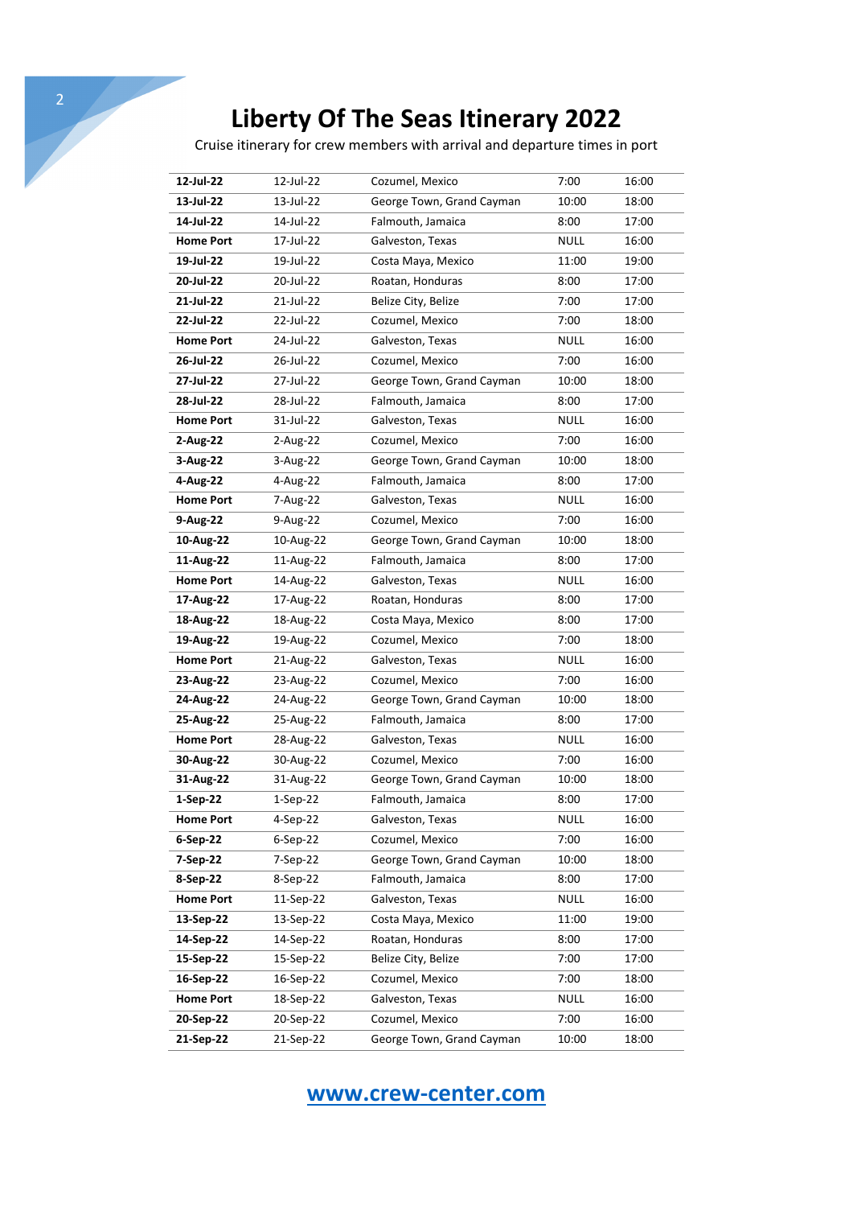# Liberty Of The Seas Itinerary 2022

Cruise itinerary for crew members with arrival and departure times in port

| | | | | |
|---|---|---|---|---|
| **12-Jul-22** | 12-Jul-22 | Cozumel, Mexico | 7:00 | 16:00 |
| **13-Jul-22** | 13-Jul-22 | George Town, Grand Cayman | 10:00 | 18:00 |
| **14-Jul-22** | 14-Jul-22 | Falmouth, Jamaica | 8:00 | 17:00 |
| **Home Port** | 17-Jul-22 | Galveston, Texas | NULL | 16:00 |
| **19-Jul-22** | 19-Jul-22 | Costa Maya, Mexico | 11:00 | 19:00 |
| **20-Jul-22** | 20-Jul-22 | Roatan, Honduras | 8:00 | 17:00 |
| **21-Jul-22** | 21-Jul-22 | Belize City, Belize | 7:00 | 17:00 |
| **22-Jul-22** | 22-Jul-22 | Cozumel, Mexico | 7:00 | 18:00 |
| **Home Port** | 24-Jul-22 | Galveston, Texas | NULL | 16:00 |
| **26-Jul-22** | 26-Jul-22 | Cozumel, Mexico | 7:00 | 16:00 |
| **27-Jul-22** | 27-Jul-22 | George Town, Grand Cayman | 10:00 | 18:00 |
| **28-Jul-22** | 28-Jul-22 | Falmouth, Jamaica | 8:00 | 17:00 |
| **Home Port** | 31-Jul-22 | Galveston, Texas | NULL | 16:00 |
| **2-Aug-22** | 2-Aug-22 | Cozumel, Mexico | 7:00 | 16:00 |
| **3-Aug-22** | 3-Aug-22 | George Town, Grand Cayman | 10:00 | 18:00 |
| **4-Aug-22** | 4-Aug-22 | Falmouth, Jamaica | 8:00 | 17:00 |
| **Home Port** | 7-Aug-22 | Galveston, Texas | NULL | 16:00 |
| **9-Aug-22** | 9-Aug-22 | Cozumel, Mexico | 7:00 | 16:00 |
| **10-Aug-22** | 10-Aug-22 | George Town, Grand Cayman | 10:00 | 18:00 |
| **11-Aug-22** | 11-Aug-22 | Falmouth, Jamaica | 8:00 | 17:00 |
| **Home Port** | 14-Aug-22 | Galveston, Texas | NULL | 16:00 |
| **17-Aug-22** | 17-Aug-22 | Roatan, Honduras | 8:00 | 17:00 |
| **18-Aug-22** | 18-Aug-22 | Costa Maya, Mexico | 8:00 | 17:00 |
| **19-Aug-22** | 19-Aug-22 | Cozumel, Mexico | 7:00 | 18:00 |
| **Home Port** | 21-Aug-22 | Galveston, Texas | NULL | 16:00 |
| **23-Aug-22** | 23-Aug-22 | Cozumel, Mexico | 7:00 | 16:00 |
| **24-Aug-22** | 24-Aug-22 | George Town, Grand Cayman | 10:00 | 18:00 |
| **25-Aug-22** | 25-Aug-22 | Falmouth, Jamaica | 8:00 | 17:00 |
| **Home Port** | 28-Aug-22 | Galveston, Texas | NULL | 16:00 |
| **30-Aug-22** | 30-Aug-22 | Cozumel, Mexico | 7:00 | 16:00 |
| **31-Aug-22** | 31-Aug-22 | George Town, Grand Cayman | 10:00 | 18:00 |
| **1-Sep-22** | 1-Sep-22 | Falmouth, Jamaica | 8:00 | 17:00 |
| **Home Port** | 4-Sep-22 | Galveston, Texas | NULL | 16:00 |
| **6-Sep-22** | 6-Sep-22 | Cozumel, Mexico | 7:00 | 16:00 |
| **7-Sep-22** | 7-Sep-22 | George Town, Grand Cayman | 10:00 | 18:00 |
| **8-Sep-22** | 8-Sep-22 | Falmouth, Jamaica | 8:00 | 17:00 |
| **Home Port** | 11-Sep-22 | Galveston, Texas | NULL | 16:00 |
| **13-Sep-22** | 13-Sep-22 | Costa Maya, Mexico | 11:00 | 19:00 |
| **14-Sep-22** | 14-Sep-22 | Roatan, Honduras | 8:00 | 17:00 |
| **15-Sep-22** | 15-Sep-22 | Belize City, Belize | 7:00 | 17:00 |
| **16-Sep-22** | 16-Sep-22 | Cozumel, Mexico | 7:00 | 18:00 |
| **Home Port** | 18-Sep-22 | Galveston, Texas | NULL | 16:00 |
| **20-Sep-22** | 20-Sep-22 | Cozumel, Mexico | 7:00 | 16:00 |
| **21-Sep-22** | 21-Sep-22 | George Town, Grand Cayman | 10:00 | 18:00 |

www.crew-center.com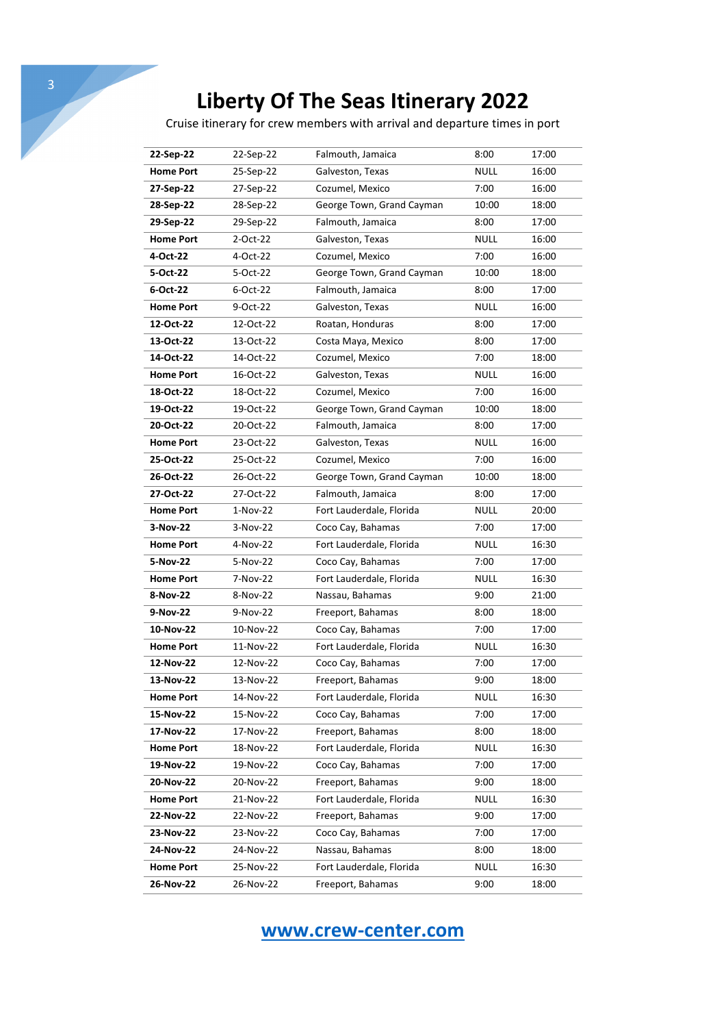# Liberty Of The Seas Itinerary 2022

Cruise itinerary for crew members with arrival and departure times in port

| | | | | |
|---|---|---|---|---|
| **22-Sep-22** | 22-Sep-22 | Falmouth, Jamaica | 8:00 | 17:00 |
| **Home Port** | 25-Sep-22 | Galveston, Texas | NULL | 16:00 |
| **27-Sep-22** | 27-Sep-22 | Cozumel, Mexico | 7:00 | 16:00 |
| **28-Sep-22** | 28-Sep-22 | George Town, Grand Cayman | 10:00 | 18:00 |
| **29-Sep-22** | 29-Sep-22 | Falmouth, Jamaica | 8:00 | 17:00 |
| **Home Port** | 2-Oct-22 | Galveston, Texas | NULL | 16:00 |
| **4-Oct-22** | 4-Oct-22 | Cozumel, Mexico | 7:00 | 16:00 |
| **5-Oct-22** | 5-Oct-22 | George Town, Grand Cayman | 10:00 | 18:00 |
| **6-Oct-22** | 6-Oct-22 | Falmouth, Jamaica | 8:00 | 17:00 |
| **Home Port** | 9-Oct-22 | Galveston, Texas | NULL | 16:00 |
| **12-Oct-22** | 12-Oct-22 | Roatan, Honduras | 8:00 | 17:00 |
| **13-Oct-22** | 13-Oct-22 | Costa Maya, Mexico | 8:00 | 17:00 |
| **14-Oct-22** | 14-Oct-22 | Cozumel, Mexico | 7:00 | 18:00 |
| **Home Port** | 16-Oct-22 | Galveston, Texas | NULL | 16:00 |
| **18-Oct-22** | 18-Oct-22 | Cozumel, Mexico | 7:00 | 16:00 |
| **19-Oct-22** | 19-Oct-22 | George Town, Grand Cayman | 10:00 | 18:00 |
| **20-Oct-22** | 20-Oct-22 | Falmouth, Jamaica | 8:00 | 17:00 |
| **Home Port** | 23-Oct-22 | Galveston, Texas | NULL | 16:00 |
| **25-Oct-22** | 25-Oct-22 | Cozumel, Mexico | 7:00 | 16:00 |
| **26-Oct-22** | 26-Oct-22 | George Town, Grand Cayman | 10:00 | 18:00 |
| **27-Oct-22** | 27-Oct-22 | Falmouth, Jamaica | 8:00 | 17:00 |
| **Home Port** | 1-Nov-22 | Fort Lauderdale, Florida | NULL | 20:00 |
| **3-Nov-22** | 3-Nov-22 | Coco Cay, Bahamas | 7:00 | 17:00 |
| **Home Port** | 4-Nov-22 | Fort Lauderdale, Florida | NULL | 16:30 |
| **5-Nov-22** | 5-Nov-22 | Coco Cay, Bahamas | 7:00 | 17:00 |
| **Home Port** | 7-Nov-22 | Fort Lauderdale, Florida | NULL | 16:30 |
| **8-Nov-22** | 8-Nov-22 | Nassau, Bahamas | 9:00 | 21:00 |
| **9-Nov-22** | 9-Nov-22 | Freeport, Bahamas | 8:00 | 18:00 |
| **10-Nov-22** | 10-Nov-22 | Coco Cay, Bahamas | 7:00 | 17:00 |
| **Home Port** | 11-Nov-22 | Fort Lauderdale, Florida | NULL | 16:30 |
| **12-Nov-22** | 12-Nov-22 | Coco Cay, Bahamas | 7:00 | 17:00 |
| **13-Nov-22** | 13-Nov-22 | Freeport, Bahamas | 9:00 | 18:00 |
| **Home Port** | 14-Nov-22 | Fort Lauderdale, Florida | NULL | 16:30 |
| **15-Nov-22** | 15-Nov-22 | Coco Cay, Bahamas | 7:00 | 17:00 |
| **17-Nov-22** | 17-Nov-22 | Freeport, Bahamas | 8:00 | 18:00 |
| **Home Port** | 18-Nov-22 | Fort Lauderdale, Florida | NULL | 16:30 |
| **19-Nov-22** | 19-Nov-22 | Coco Cay, Bahamas | 7:00 | 17:00 |
| **20-Nov-22** | 20-Nov-22 | Freeport, Bahamas | 9:00 | 18:00 |
| **Home Port** | 21-Nov-22 | Fort Lauderdale, Florida | NULL | 16:30 |
| **22-Nov-22** | 22-Nov-22 | Freeport, Bahamas | 9:00 | 17:00 |
| **23-Nov-22** | 23-Nov-22 | Coco Cay, Bahamas | 7:00 | 17:00 |
| **24-Nov-22** | 24-Nov-22 | Nassau, Bahamas | 8:00 | 18:00 |
| **Home Port** | 25-Nov-22 | Fort Lauderdale, Florida | NULL | 16:30 |
| **26-Nov-22** | 26-Nov-22 | Freeport, Bahamas | 9:00 | 18:00 |

www.crew-center.com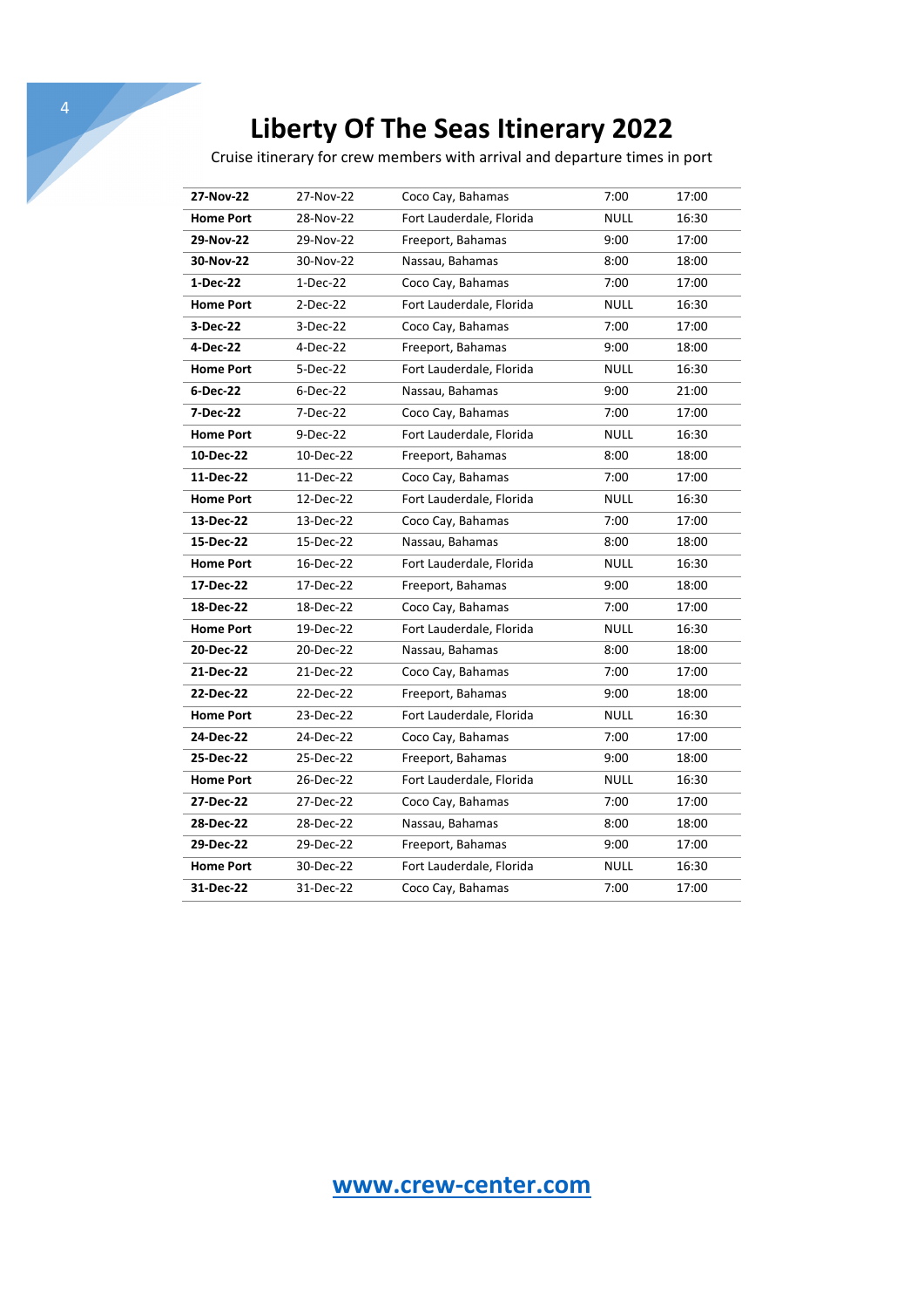# Liberty Of The Seas Itinerary 2022

Cruise itinerary for crew members with arrival and departure times in port

| | | | | |
|---|---|---|---|---|
| **27-Nov-22** | 27-Nov-22 | Coco Cay, Bahamas | 7:00 | 17:00 |
| **Home Port** | 28-Nov-22 | Fort Lauderdale, Florida | NULL | 16:30 |
| **29-Nov-22** | 29-Nov-22 | Freeport, Bahamas | 9:00 | 17:00 |
| **30-Nov-22** | 30-Nov-22 | Nassau, Bahamas | 8:00 | 18:00 |
| **1-Dec-22** | 1-Dec-22 | Coco Cay, Bahamas | 7:00 | 17:00 |
| **Home Port** | 2-Dec-22 | Fort Lauderdale, Florida | NULL | 16:30 |
| **3-Dec-22** | 3-Dec-22 | Coco Cay, Bahamas | 7:00 | 17:00 |
| **4-Dec-22** | 4-Dec-22 | Freeport, Bahamas | 9:00 | 18:00 |
| **Home Port** | 5-Dec-22 | Fort Lauderdale, Florida | NULL | 16:30 |
| **6-Dec-22** | 6-Dec-22 | Nassau, Bahamas | 9:00 | 21:00 |
| **7-Dec-22** | 7-Dec-22 | Coco Cay, Bahamas | 7:00 | 17:00 |
| **Home Port** | 9-Dec-22 | Fort Lauderdale, Florida | NULL | 16:30 |
| **10-Dec-22** | 10-Dec-22 | Freeport, Bahamas | 8:00 | 18:00 |
| **11-Dec-22** | 11-Dec-22 | Coco Cay, Bahamas | 7:00 | 17:00 |
| **Home Port** | 12-Dec-22 | Fort Lauderdale, Florida | NULL | 16:30 |
| **13-Dec-22** | 13-Dec-22 | Coco Cay, Bahamas | 7:00 | 17:00 |
| **15-Dec-22** | 15-Dec-22 | Nassau, Bahamas | 8:00 | 18:00 |
| **Home Port** | 16-Dec-22 | Fort Lauderdale, Florida | NULL | 16:30 |
| **17-Dec-22** | 17-Dec-22 | Freeport, Bahamas | 9:00 | 18:00 |
| **18-Dec-22** | 18-Dec-22 | Coco Cay, Bahamas | 7:00 | 17:00 |
| **Home Port** | 19-Dec-22 | Fort Lauderdale, Florida | NULL | 16:30 |
| **20-Dec-22** | 20-Dec-22 | Nassau, Bahamas | 8:00 | 18:00 |
| **21-Dec-22** | 21-Dec-22 | Coco Cay, Bahamas | 7:00 | 17:00 |
| **22-Dec-22** | 22-Dec-22 | Freeport, Bahamas | 9:00 | 18:00 |
| **Home Port** | 23-Dec-22 | Fort Lauderdale, Florida | NULL | 16:30 |
| **24-Dec-22** | 24-Dec-22 | Coco Cay, Bahamas | 7:00 | 17:00 |
| **25-Dec-22** | 25-Dec-22 | Freeport, Bahamas | 9:00 | 18:00 |
| **Home Port** | 26-Dec-22 | Fort Lauderdale, Florida | NULL | 16:30 |
| **27-Dec-22** | 27-Dec-22 | Coco Cay, Bahamas | 7:00 | 17:00 |
| **28-Dec-22** | 28-Dec-22 | Nassau, Bahamas | 8:00 | 18:00 |
| **29-Dec-22** | 29-Dec-22 | Freeport, Bahamas | 9:00 | 17:00 |
| **Home Port** | 30-Dec-22 | Fort Lauderdale, Florida | NULL | 16:30 |
| **31-Dec-22** | 31-Dec-22 | Coco Cay, Bahamas | 7:00 | 17:00 |

www.crew-center.com